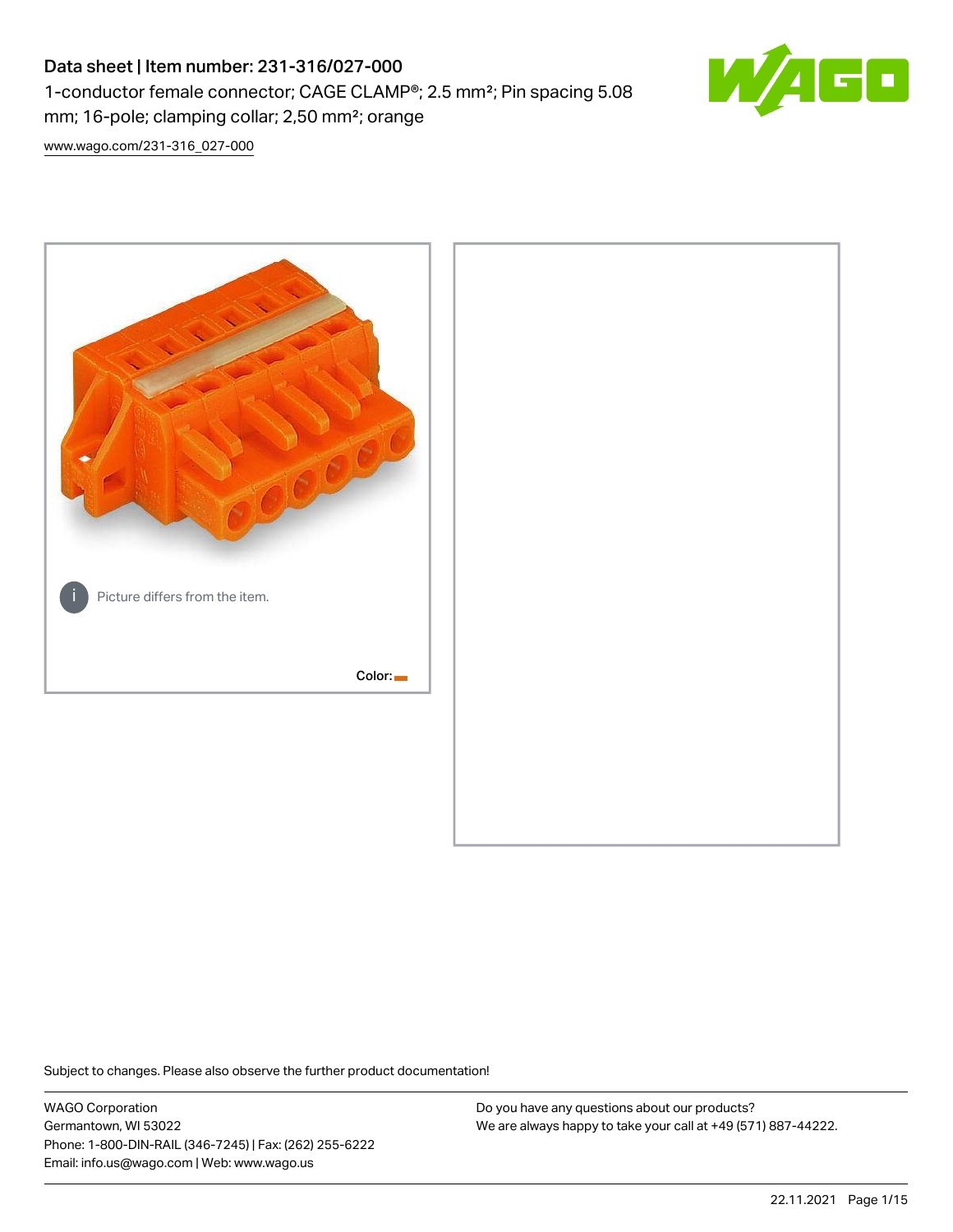# Data sheet | Item number: 231-316/027-000

1-conductor female connector; CAGE CLAMP®; 2.5 mm²; Pin spacing 5.08 mm; 16-pole; clamping collar; 2,50 mm²; orange

www.wago.com/231-316_027-000

Picture differs from the item.

Color:

Subject to changes. Please also observe the further product documentation!

WAGO Corporation
Germantown, WI 53022
Phone: 1-800-DIN-RAIL (346-7245) | Fax: (262) 255-6222
Email: info.us@wago.com | Web: www.wago.us

Do you have any questions about our products?
We are always happy to take your call at +49 (571) 887-44222.

22.11.2021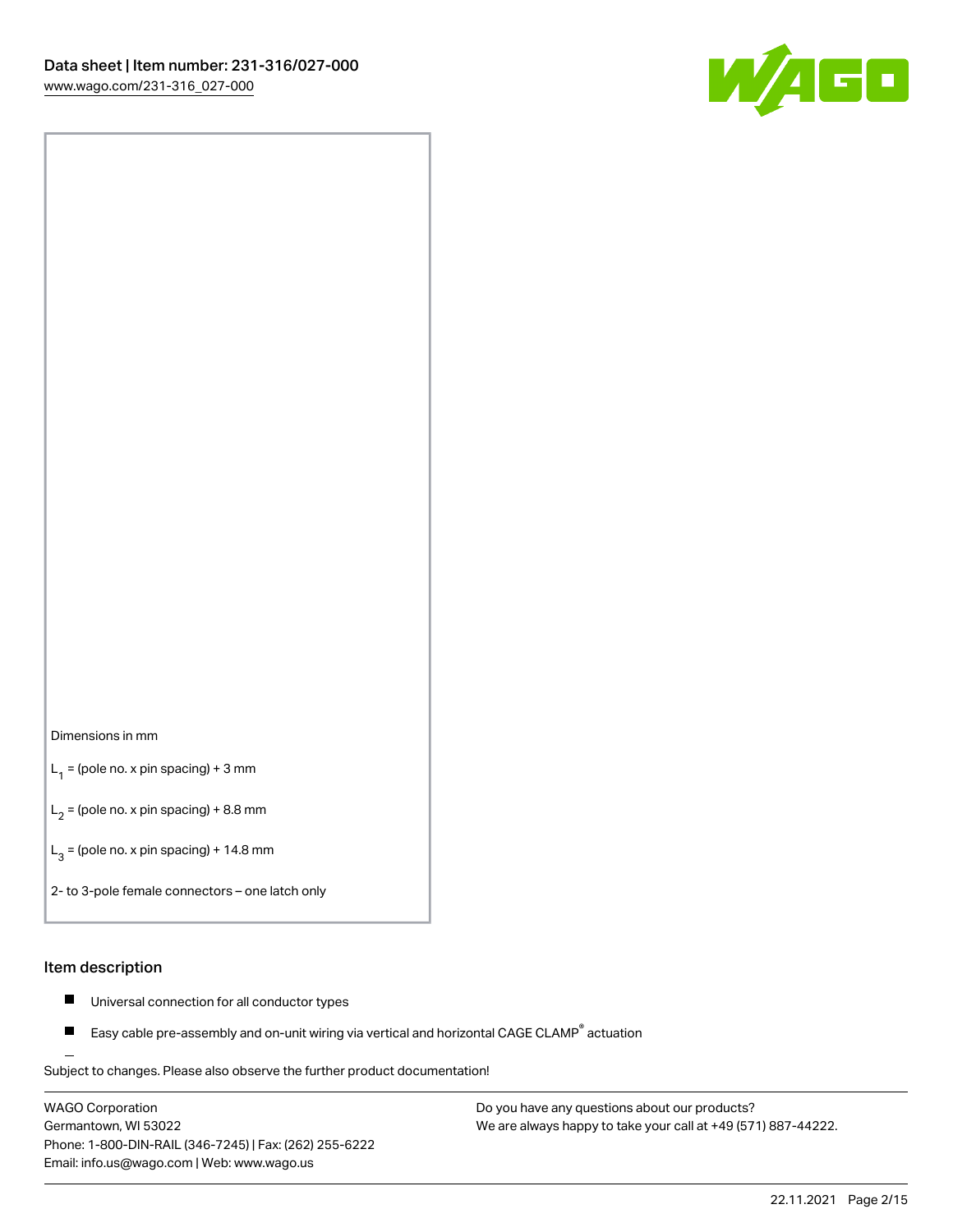Dimensions in mm

$L_1$ = (pole no. x pin spacing) + 3 mm

$L_2$ = (pole no. x pin spacing) + 8.8 mm

$L_3$ = (pole no. x pin spacing) + 14.8 mm

2- to 3-pole female connectors – one latch only

## Item description

- Universal connection for all conductor types
- Easy cable pre-assembly and on-unit wiring via vertical and horizontal CAGE CLAMP® actuation

Subject to changes. Please also observe the further product documentation!

WAGO Corporation
Germantown, WI 53022
Phone: 1-800-DIN-RAIL (346-7245) | Fax: (262) 255-6222
Email: info.us@wago.com | Web: www.wago.us

Do you have any questions about our products?
We are always happy to take your call at +49 (571) 887-44222.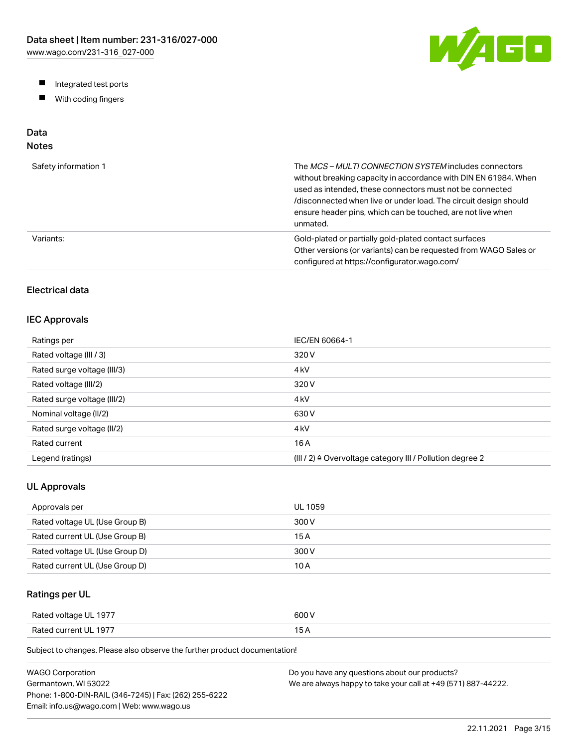- Integrated test ports
- With coding fingers

## Data

### Notes

| | |
| --- | --- |
| Safety information 1 | The *MCS – MULTI CONNECTION SYSTEM* includes connectors without breaking capacity in accordance with DIN EN 61984. When used as intended, these connectors must not be connected /disconnected when live or under load. The circuit design should ensure header pins, which can be touched, are not live when unmated. |
| Variants: | Gold-plated or partially gold-plated contact surfaces<br>Other versions (or variants) can be requested from WAGO Sales or configured at https://configurator.wago.com/ |

### Electrical data

### IEC Approvals

| | |
| --- | --- |
| Ratings per | IEC/EN 60664-1 |
| Rated voltage (III / 3) | 320 V |
| Rated surge voltage (III/3) | 4 kV |
| Rated voltage (III/2) | 320 V |
| Rated surge voltage (III/2) | 4 kV |
| Nominal voltage (II/2) | 630 V |
| Rated surge voltage (II/2) | 4 kV |
| Rated current | 16 A |
| Legend (ratings) | (III / 2) ≙ Overvoltage category III / Pollution degree 2 |

### UL Approvals

| | |
| --- | --- |
| Approvals per | UL 1059 |
| Rated voltage UL (Use Group B) | 300 V |
| Rated current UL (Use Group B) | 15 A |
| Rated voltage UL (Use Group D) | 300 V |
| Rated current UL (Use Group D) | 10 A |

### Ratings per UL

| | |
| --- | --- |
| Rated voltage UL 1977 | 600 V |
| Rated current UL 1977 | 15 A |

Subject to changes. Please also observe the further product documentation!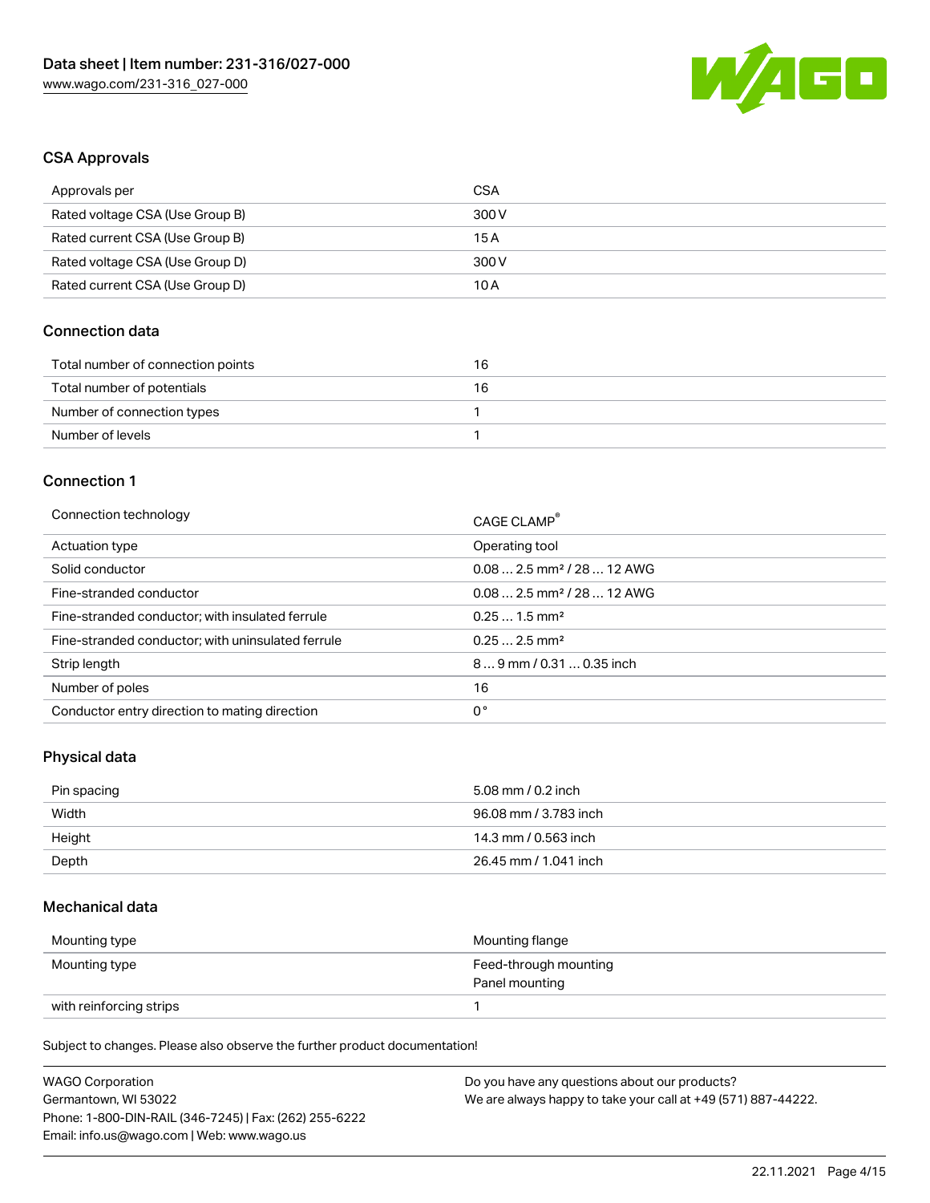## CSA Approvals

| | |
|---|---|
| Approvals per | CSA |
| Rated voltage CSA (Use Group B) | 300 V |
| Rated current CSA (Use Group B) | 15 A |
| Rated voltage CSA (Use Group D) | 300 V |
| Rated current CSA (Use Group D) | 10 A |

## Connection data

| | |
|---|---|
| Total number of connection points | 16 |
| Total number of potentials | 16 |
| Number of connection types | 1 |
| Number of levels | 1 |

## Connection 1

| | |
|---|---|
| Connection technology | CAGE CLAMP® |
| Actuation type | Operating tool |
| Solid conductor | 0.08 … 2.5 mm² / 28 … 12 AWG |
| Fine-stranded conductor | 0.08 … 2.5 mm² / 28 … 12 AWG |
| Fine-stranded conductor; with insulated ferrule | 0.25 … 1.5 mm² |
| Fine-stranded conductor; with uninsulated ferrule | 0.25 … 2.5 mm² |
| Strip length | 8 … 9 mm / 0.31 … 0.35 inch |
| Number of poles | 16 |
| Conductor entry direction to mating direction | 0 ° |

## Physical data

| | |
|---|---|
| Pin spacing | 5.08 mm / 0.2 inch |
| Width | 96.08 mm / 3.783 inch |
| Height | 14.3 mm / 0.563 inch |
| Depth | 26.45 mm / 1.041 inch |

## Mechanical data

| | |
|---|---|
| Mounting type | Mounting flange |
| Mounting type | Feed-through mounting<br>Panel mounting |
| with reinforcing strips | 1 |

Subject to changes. Please also observe the further product documentation!

WAGO Corporation
Germantown, WI 53022
Phone: 1-800-DIN-RAIL (346-7245) | Fax: (262) 255-6222
Email: info.us@wago.com | Web: www.wago.us

Do you have any questions about our products?
We are always happy to take your call at +49 (571) 887-44222.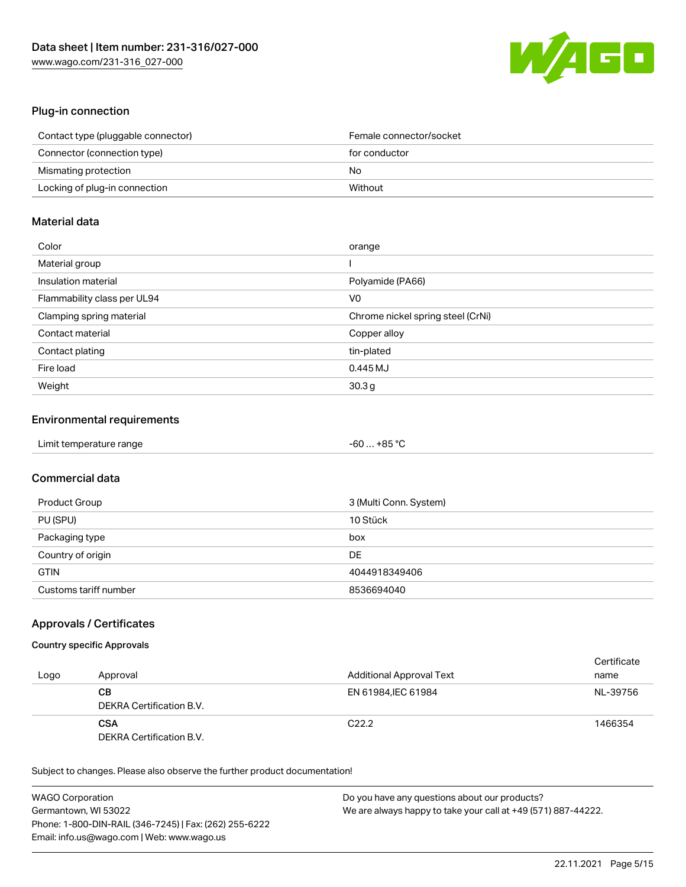## Plug-in connection

| | |
|---|---|
| Contact type (pluggable connector) | Female connector/socket |
| Connector (connection type) | for conductor |
| Mismating protection | No |
| Locking of plug-in connection | Without |

## Material data

| | |
|---|---|
| Color | orange |
| Material group | I |
| Insulation material | Polyamide (PA66) |
| Flammability class per UL94 | V0 |
| Clamping spring material | Chrome nickel spring steel (CrNi) |
| Contact material | Copper alloy |
| Contact plating | tin-plated |
| Fire load | 0.445 MJ |
| Weight | 30.3 g |

## Environmental requirements

| | |
|---|---|
| Limit temperature range | -60 … +85 °C |

## Commercial data

| | |
|---|---|
| Product Group | 3 (Multi Conn. System) |
| PU (SPU) | 10 Stück |
| Packaging type | box |
| Country of origin | DE |
| GTIN | 4044918349406 |
| Customs tariff number | 8536694040 |

## Approvals / Certificates

### Country specific Approvals

| Logo | Approval | Additional Approval Text | Certificate name |
|---|---|---|---|
| | **CB**<br>DEKRA Certification B.V. | EN 61984,IEC 61984 | NL-39756 |
| | **CSA**<br>DEKRA Certification B.V. | C22.2 | 1466354 |

Subject to changes. Please also observe the further product documentation!

WAGO Corporation
Germantown, WI 53022
Phone: 1-800-DIN-RAIL (346-7245) | Fax: (262) 255-6222
Email: info.us@wago.com | Web: www.wago.us

Do you have any questions about our products?
We are always happy to take your call at +49 (571) 887-44222.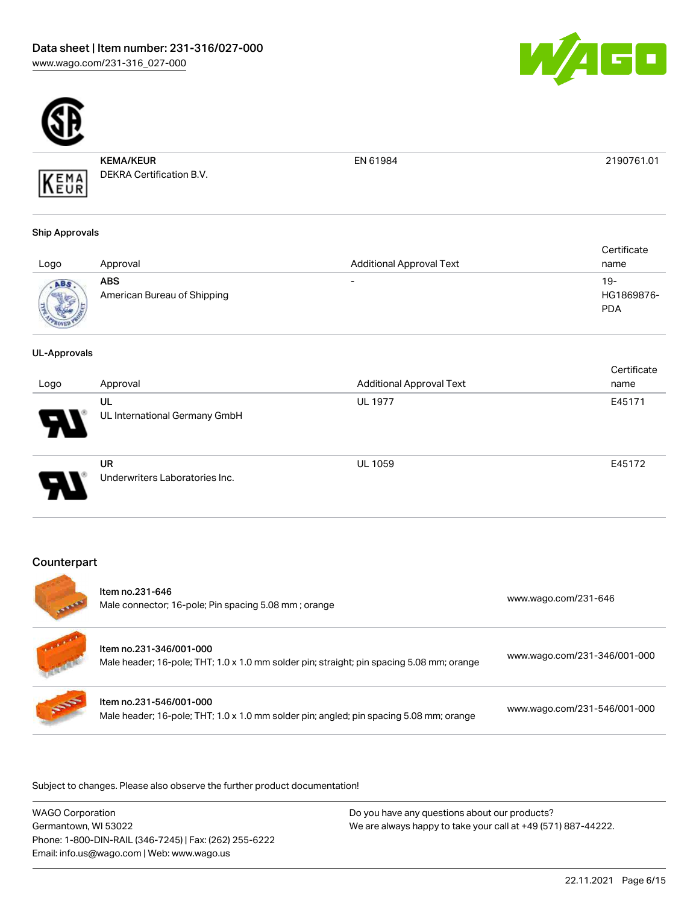| | | | |
|---|---|---|---|
| | **KEMA/KEUR** DEKRA Certification B.V. | EN 61984 | 2190761.01 |

### Ship Approvals

| Logo | Approval | Additional Approval Text | Certificate name |
|---|---|---|---|
| | **ABS** American Bureau of Shipping | - | 19-HG1869876-PDA |

### UL-Approvals

| Logo | Approval | Additional Approval Text | Certificate name |
|---|---|---|---|
| | **UL** UL International Germany GmbH | UL 1977 | E45171 |
| | **UR** Underwriters Laboratories Inc. | UL 1059 | E45172 |

## Counterpart

| | | |
|---|---|---|
| | **Item no.231-646** Male connector; 16-pole; Pin spacing 5.08 mm ; orange | www.wago.com/231-646 |
| | **Item no.231-346/001-000** Male header; 16-pole; THT; 1.0 x 1.0 mm solder pin; straight; pin spacing 5.08 mm; orange | www.wago.com/231-346/001-000 |
| | **Item no.231-546/001-000** Male header; 16-pole; THT; 1.0 x 1.0 mm solder pin; angled; pin spacing 5.08 mm; orange | www.wago.com/231-546/001-000 |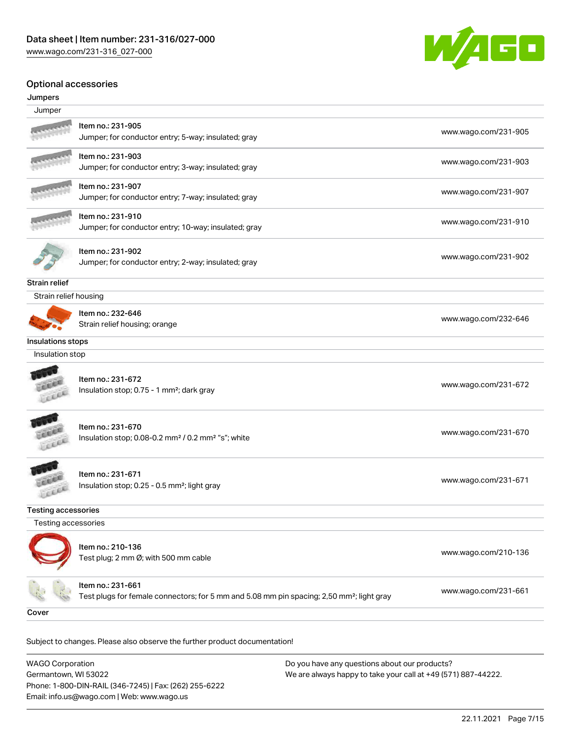## Optional accessories

### Jumpers

| Jumper | |
| --- | --- |
| Item no.: 231-905<br>Jumper; for conductor entry; 5-way; insulated; gray | www.wago.com/231-905 |
| Item no.: 231-903<br>Jumper; for conductor entry; 3-way; insulated; gray | www.wago.com/231-903 |
| Item no.: 231-907<br>Jumper; for conductor entry; 7-way; insulated; gray | www.wago.com/231-907 |
| Item no.: 231-910<br>Jumper; for conductor entry; 10-way; insulated; gray | www.wago.com/231-910 |
| Item no.: 231-902<br>Jumper; for conductor entry; 2-way; insulated; gray | www.wago.com/231-902 |

### Strain relief

| Strain relief housing | |
| --- | --- |
| Item no.: 232-646<br>Strain relief housing; orange | www.wago.com/232-646 |

### Insulations stops

| Insulation stop | |
| --- | --- |
| Item no.: 231-672<br>Insulation stop; 0.75 - 1 mm²; dark gray | www.wago.com/231-672 |
| Item no.: 231-670<br>Insulation stop; 0.08-0.2 mm² / 0.2 mm² "s"; white | www.wago.com/231-670 |
| Item no.: 231-671<br>Insulation stop; 0.25 - 0.5 mm²; light gray | www.wago.com/231-671 |

### Testing accessories

| Testing accessories | |
| --- | --- |
| Item no.: 210-136<br>Test plug; 2 mm Ø; with 500 mm cable | www.wago.com/210-136 |
| Item no.: 231-661<br>Test plugs for female connectors; for 5 mm and 5.08 mm pin spacing; 2,50 mm²; light gray | www.wago.com/231-661 |

### Cover

Subject to changes. Please also observe the further product documentation!

WAGO Corporation
Germantown, WI 53022
Phone: 1-800-DIN-RAIL (346-7245) | Fax: (262) 255-6222
Email: info.us@wago.com | Web: www.wago.us

Do you have any questions about our products?
We are always happy to take your call at +49 (571) 887-44222.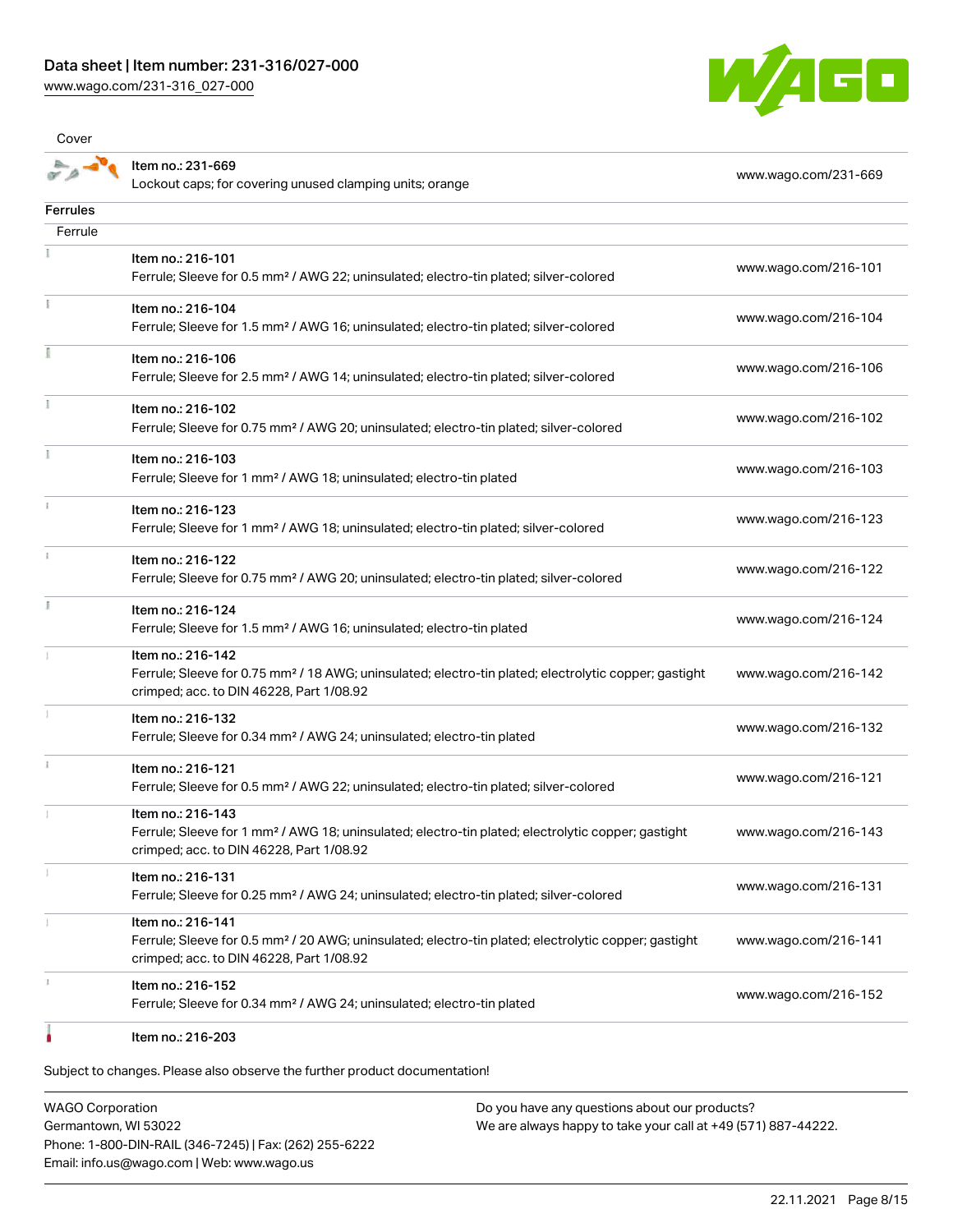Cover

| Item | URL |
|---|---|
| Item no.: 231-669<br>Lockout caps; for covering unused clamping units; orange | www.wago.com/231-669 |

## Ferrules

Ferrule

| Item | URL |
|---|---|
| Item no.: 216-101<br>Ferrule; Sleeve for 0.5 mm² / AWG 22; uninsulated; electro-tin plated; silver-colored | www.wago.com/216-101 |
| Item no.: 216-104<br>Ferrule; Sleeve for 1.5 mm² / AWG 16; uninsulated; electro-tin plated; silver-colored | www.wago.com/216-104 |
| Item no.: 216-106<br>Ferrule; Sleeve for 2.5 mm² / AWG 14; uninsulated; electro-tin plated; silver-colored | www.wago.com/216-106 |
| Item no.: 216-102<br>Ferrule; Sleeve for 0.75 mm² / AWG 20; uninsulated; electro-tin plated; silver-colored | www.wago.com/216-102 |
| Item no.: 216-103<br>Ferrule; Sleeve for 1 mm² / AWG 18; uninsulated; electro-tin plated | www.wago.com/216-103 |
| Item no.: 216-123<br>Ferrule; Sleeve for 1 mm² / AWG 18; uninsulated; electro-tin plated; silver-colored | www.wago.com/216-123 |
| Item no.: 216-122<br>Ferrule; Sleeve for 0.75 mm² / AWG 20; uninsulated; electro-tin plated; silver-colored | www.wago.com/216-122 |
| Item no.: 216-124<br>Ferrule; Sleeve for 1.5 mm² / AWG 16; uninsulated; electro-tin plated | www.wago.com/216-124 |
| Item no.: 216-142<br>Ferrule; Sleeve for 0.75 mm² / 18 AWG; uninsulated; electro-tin plated; electrolytic copper; gastight crimped; acc. to DIN 46228, Part 1/08.92 | www.wago.com/216-142 |
| Item no.: 216-132<br>Ferrule; Sleeve for 0.34 mm² / AWG 24; uninsulated; electro-tin plated | www.wago.com/216-132 |
| Item no.: 216-121<br>Ferrule; Sleeve for 0.5 mm² / AWG 22; uninsulated; electro-tin plated; silver-colored | www.wago.com/216-121 |
| Item no.: 216-143<br>Ferrule; Sleeve for 1 mm² / AWG 18; uninsulated; electro-tin plated; electrolytic copper; gastight crimped; acc. to DIN 46228, Part 1/08.92 | www.wago.com/216-143 |
| Item no.: 216-131<br>Ferrule; Sleeve for 0.25 mm² / AWG 24; uninsulated; electro-tin plated; silver-colored | www.wago.com/216-131 |
| Item no.: 216-141<br>Ferrule; Sleeve for 0.5 mm² / 20 AWG; uninsulated; electro-tin plated; electrolytic copper; gastight crimped; acc. to DIN 46228, Part 1/08.92 | www.wago.com/216-141 |
| Item no.: 216-152<br>Ferrule; Sleeve for 0.34 mm² / AWG 24; uninsulated; electro-tin plated | www.wago.com/216-152 |
| Item no.: 216-203 | |

Subject to changes. Please also observe the further product documentation!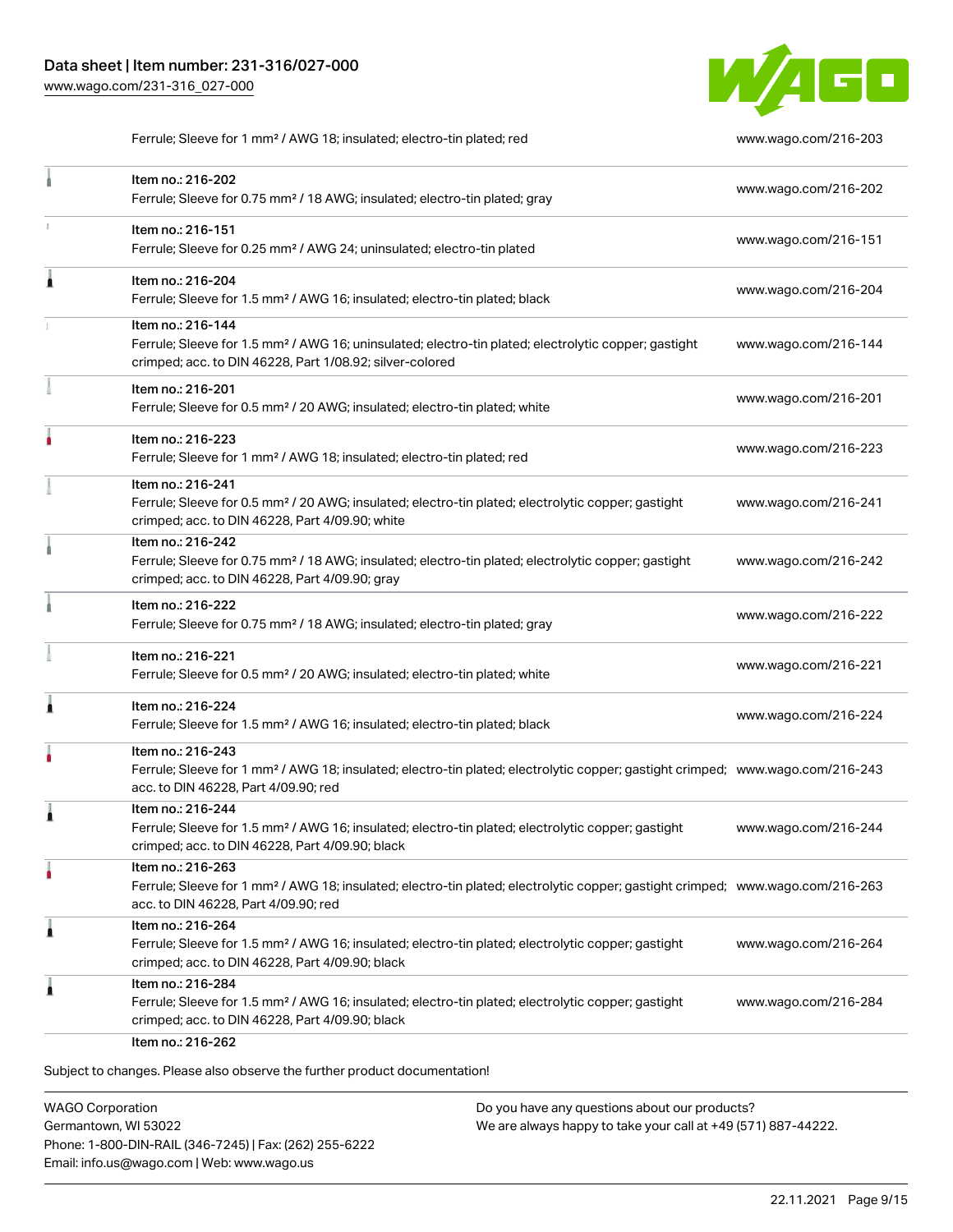| | |
|---|---|
| Ferrule; Sleeve for 1 mm² / AWG 18; insulated; electro-tin plated; red | www.wago.com/216-203 |
| Item no.: 216-202<br>Ferrule; Sleeve for 0.75 mm² / 18 AWG; insulated; electro-tin plated; gray | www.wago.com/216-202 |
| Item no.: 216-151<br>Ferrule; Sleeve for 0.25 mm² / AWG 24; uninsulated; electro-tin plated | www.wago.com/216-151 |
| Item no.: 216-204<br>Ferrule; Sleeve for 1.5 mm² / AWG 16; insulated; electro-tin plated; black | www.wago.com/216-204 |
| Item no.: 216-144<br>Ferrule; Sleeve for 1.5 mm² / AWG 16; uninsulated; electro-tin plated; electrolytic copper; gastight crimped; acc. to DIN 46228, Part 1/08.92; silver-colored | www.wago.com/216-144 |
| Item no.: 216-201<br>Ferrule; Sleeve for 0.5 mm² / 20 AWG; insulated; electro-tin plated; white | www.wago.com/216-201 |
| Item no.: 216-223<br>Ferrule; Sleeve for 1 mm² / AWG 18; insulated; electro-tin plated; red | www.wago.com/216-223 |
| Item no.: 216-241<br>Ferrule; Sleeve for 0.5 mm² / 20 AWG; insulated; electro-tin plated; electrolytic copper; gastight crimped; acc. to DIN 46228, Part 4/09.90; white | www.wago.com/216-241 |
| Item no.: 216-242<br>Ferrule; Sleeve for 0.75 mm² / 18 AWG; insulated; electro-tin plated; electrolytic copper; gastight crimped; acc. to DIN 46228, Part 4/09.90; gray | www.wago.com/216-242 |
| Item no.: 216-222<br>Ferrule; Sleeve for 0.75 mm² / 18 AWG; insulated; electro-tin plated; gray | www.wago.com/216-222 |
| Item no.: 216-221<br>Ferrule; Sleeve for 0.5 mm² / 20 AWG; insulated; electro-tin plated; white | www.wago.com/216-221 |
| Item no.: 216-224<br>Ferrule; Sleeve for 1.5 mm² / AWG 16; insulated; electro-tin plated; black | www.wago.com/216-224 |
| Item no.: 216-243<br>Ferrule; Sleeve for 1 mm² / AWG 18; insulated; electro-tin plated; electrolytic copper; gastight crimped; acc. to DIN 46228, Part 4/09.90; red | www.wago.com/216-243 |
| Item no.: 216-244<br>Ferrule; Sleeve for 1.5 mm² / AWG 16; insulated; electro-tin plated; electrolytic copper; gastight crimped; acc. to DIN 46228, Part 4/09.90; black | www.wago.com/216-244 |
| Item no.: 216-263<br>Ferrule; Sleeve for 1 mm² / AWG 18; insulated; electro-tin plated; electrolytic copper; gastight crimped; acc. to DIN 46228, Part 4/09.90; red | www.wago.com/216-263 |
| Item no.: 216-264<br>Ferrule; Sleeve for 1.5 mm² / AWG 16; insulated; electro-tin plated; electrolytic copper; gastight crimped; acc. to DIN 46228, Part 4/09.90; black | www.wago.com/216-264 |
| Item no.: 216-284<br>Ferrule; Sleeve for 1.5 mm² / AWG 16; insulated; electro-tin plated; electrolytic copper; gastight crimped; acc. to DIN 46228, Part 4/09.90; black | www.wago.com/216-284 |
| Item no.: 216-262 | |

Subject to changes. Please also observe the further product documentation!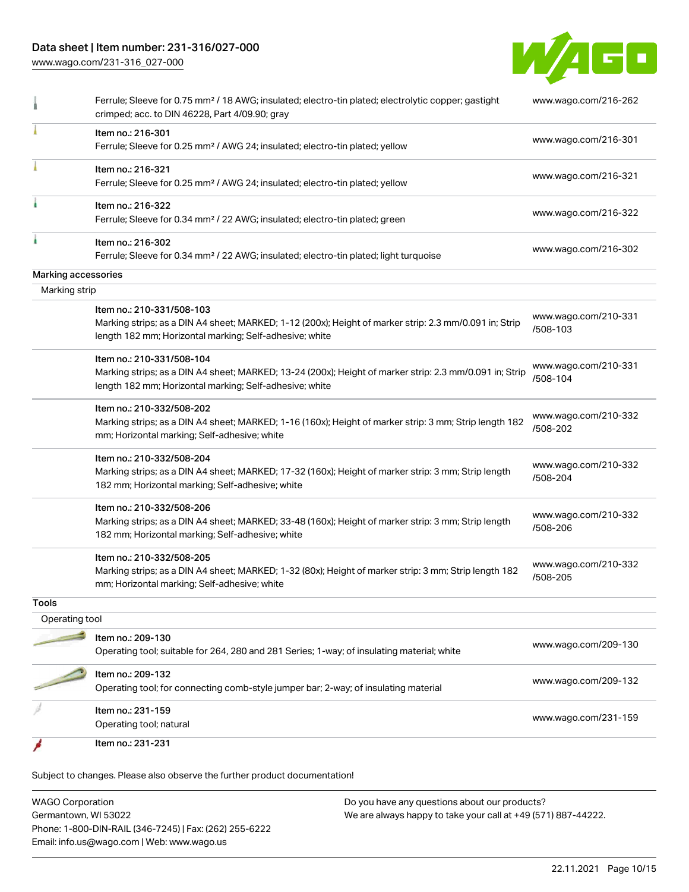| | | |
|---|---|---|
| | Ferrule; Sleeve for 0.75 mm² / 18 AWG; insulated; electro-tin plated; electrolytic copper; gastight crimped; acc. to DIN 46228, Part 4/09.90; gray | www.wago.com/216-262 |
| | Item no.: 216-301<br>Ferrule; Sleeve for 0.25 mm² / AWG 24; insulated; electro-tin plated; yellow | www.wago.com/216-301 |
| | Item no.: 216-321<br>Ferrule; Sleeve for 0.25 mm² / AWG 24; insulated; electro-tin plated; yellow | www.wago.com/216-321 |
| | Item no.: 216-322<br>Ferrule; Sleeve for 0.34 mm² / 22 AWG; insulated; electro-tin plated; green | www.wago.com/216-322 |
| | Item no.: 216-302<br>Ferrule; Sleeve for 0.34 mm² / 22 AWG; insulated; electro-tin plated; light turquoise | www.wago.com/216-302 |

**Marking accessories**

Marking strip

| | | |
|---|---|---|
| | Item no.: 210-331/508-103<br>Marking strips; as a DIN A4 sheet; MARKED; 1-12 (200x); Height of marker strip: 2.3 mm/0.091 in; Strip length 182 mm; Horizontal marking; Self-adhesive; white | www.wago.com/210-331/508-103 |
| | Item no.: 210-331/508-104<br>Marking strips; as a DIN A4 sheet; MARKED; 13-24 (200x); Height of marker strip: 2.3 mm/0.091 in; Strip length 182 mm; Horizontal marking; Self-adhesive; white | www.wago.com/210-331/508-104 |
| | Item no.: 210-332/508-202<br>Marking strips; as a DIN A4 sheet; MARKED; 1-16 (160x); Height of marker strip: 3 mm; Strip length 182 mm; Horizontal marking; Self-adhesive; white | www.wago.com/210-332/508-202 |
| | Item no.: 210-332/508-204<br>Marking strips; as a DIN A4 sheet; MARKED; 17-32 (160x); Height of marker strip: 3 mm; Strip length 182 mm; Horizontal marking; Self-adhesive; white | www.wago.com/210-332/508-204 |
| | Item no.: 210-332/508-206<br>Marking strips; as a DIN A4 sheet; MARKED; 33-48 (160x); Height of marker strip: 3 mm; Strip length 182 mm; Horizontal marking; Self-adhesive; white | www.wago.com/210-332/508-206 |
| | Item no.: 210-332/508-205<br>Marking strips; as a DIN A4 sheet; MARKED; 1-32 (80x); Height of marker strip: 3 mm; Strip length 182 mm; Horizontal marking; Self-adhesive; white | www.wago.com/210-332/508-205 |

**Tools**

Operating tool

| | | |
|---|---|---|
| | Item no.: 209-130<br>Operating tool; suitable for 264, 280 and 281 Series; 1-way; of insulating material; white | www.wago.com/209-130 |
| | Item no.: 209-132<br>Operating tool; for connecting comb-style jumper bar; 2-way; of insulating material | www.wago.com/209-132 |
| | Item no.: 231-159<br>Operating tool; natural | www.wago.com/231-159 |
| | Item no.: 231-231 | |

Subject to changes. Please also observe the further product documentation!

WAGO Corporation
Germantown, WI 53022
Phone: 1-800-DIN-RAIL (346-7245) | Fax: (262) 255-6222
Email: info.us@wago.com | Web: www.wago.us

Do you have any questions about our products?
We are always happy to take your call at +49 (571) 887-44222.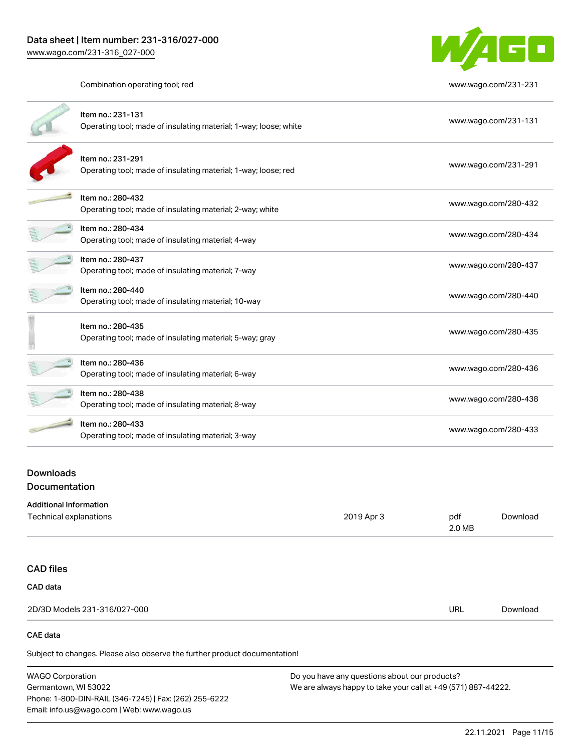| | | |
|---|---|---|
| | Combination operating tool; red | www.wago.com/231-231 |
| | Item no.: 231-131<br>Operating tool; made of insulating material; 1-way; loose; white | www.wago.com/231-131 |
| | Item no.: 231-291<br>Operating tool; made of insulating material; 1-way; loose; red | www.wago.com/231-291 |
| | Item no.: 280-432<br>Operating tool; made of insulating material; 2-way; white | www.wago.com/280-432 |
| | Item no.: 280-434<br>Operating tool; made of insulating material; 4-way | www.wago.com/280-434 |
| | Item no.: 280-437<br>Operating tool; made of insulating material; 7-way | www.wago.com/280-437 |
| | Item no.: 280-440<br>Operating tool; made of insulating material; 10-way | www.wago.com/280-440 |
| | Item no.: 280-435<br>Operating tool; made of insulating material; 5-way; gray | www.wago.com/280-435 |
| | Item no.: 280-436<br>Operating tool; made of insulating material; 6-way | www.wago.com/280-436 |
| | Item no.: 280-438<br>Operating tool; made of insulating material; 8-way | www.wago.com/280-438 |
| | Item no.: 280-433<br>Operating tool; made of insulating material; 3-way | www.wago.com/280-433 |

## Downloads

### Documentation

#### Additional Information

| | | | |
|---|---|---|---|
| Technical explanations | 2019 Apr 3 | pdf<br>2.0 MB | Download |

## CAD files

### CAD data

| | | |
|---|---|---|
| 2D/3D Models 231-316/027-000 | URL | Download |

### CAE data

Subject to changes. Please also observe the further product documentation!

WAGO Corporation
Germantown, WI 53022
Phone: 1-800-DIN-RAIL (346-7245) | Fax: (262) 255-6222
Email: info.us@wago.com | Web: www.wago.us

Do you have any questions about our products?
We are always happy to take your call at +49 (571) 887-44222.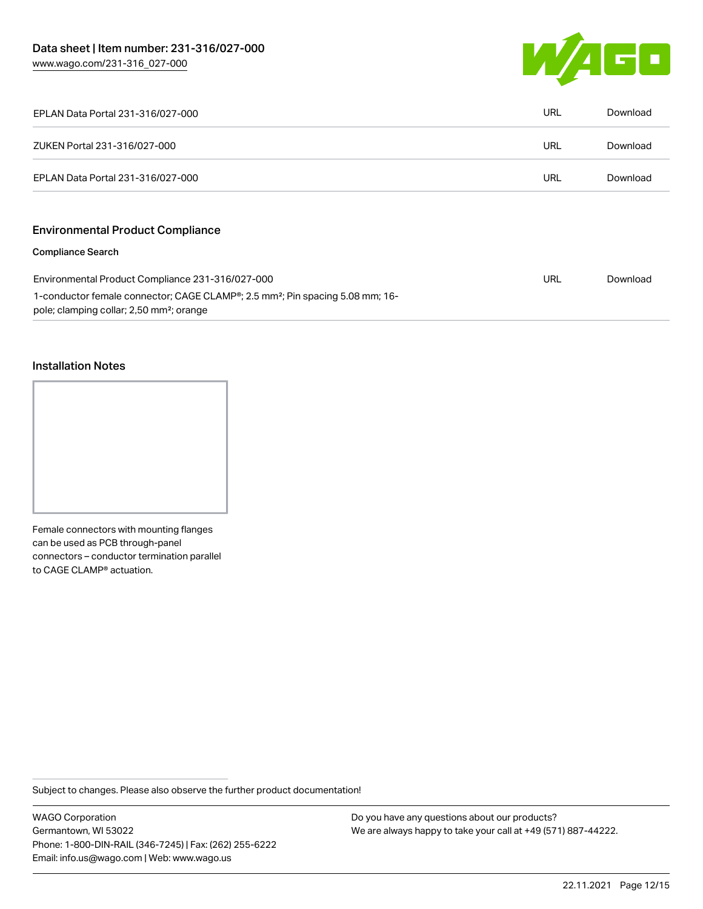| | | |
|---|---|---|
| EPLAN Data Portal 231-316/027-000 | URL | Download |
| ZUKEN Portal 231-316/027-000 | URL | Download |
| EPLAN Data Portal 231-316/027-000 | URL | Download |

## Environmental Product Compliance

### Compliance Search

| | | |
|---|---|---|
| Environmental Product Compliance 231-316/027-000<br>1-conductor female connector; CAGE CLAMP®; 2.5 mm²; Pin spacing 5.08 mm; 16-pole; clamping collar; 2,50 mm²; orange | URL | Download |

## Installation Notes

Female connectors with mounting flanges can be used as PCB through-panel connectors – conductor termination parallel to CAGE CLAMP® actuation.

Subject to changes. Please also observe the further product documentation!

WAGO Corporation
Germantown, WI 53022
Phone: 1-800-DIN-RAIL (346-7245) | Fax: (262) 255-6222
Email: info.us@wago.com | Web: www.wago.us

Do you have any questions about our products?
We are always happy to take your call at +49 (571) 887-44222.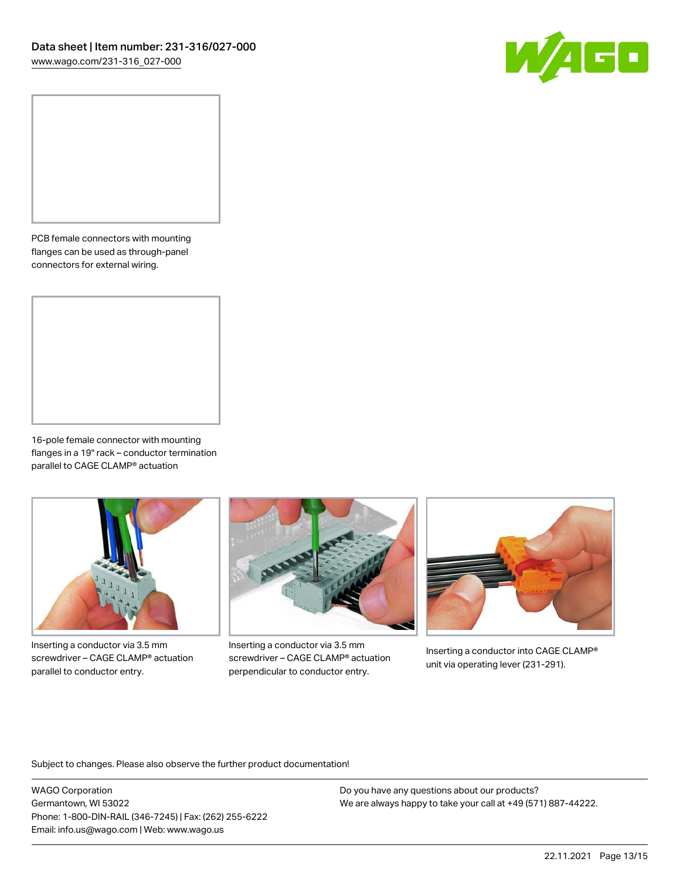PCB female connectors with mounting flanges can be used as through-panel connectors for external wiring.

16-pole female connector with mounting flanges in a 19" rack – conductor termination parallel to CAGE CLAMP® actuation

Inserting a conductor via 3.5 mm screwdriver – CAGE CLAMP® actuation parallel to conductor entry.

Inserting a conductor via 3.5 mm screwdriver – CAGE CLAMP® actuation perpendicular to conductor entry.

Inserting a conductor into CAGE CLAMP® unit via operating lever (231-291).

Subject to changes. Please also observe the further product documentation!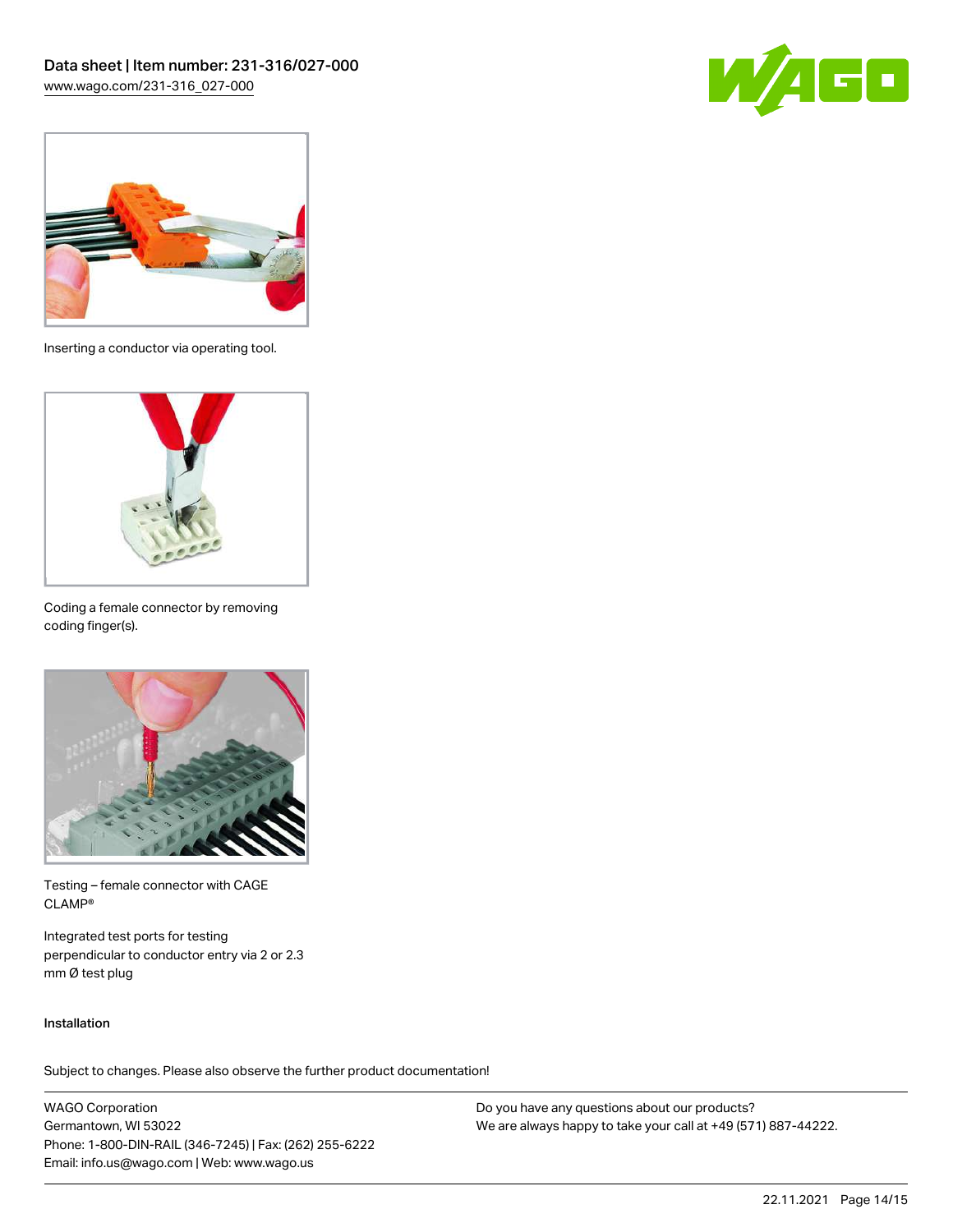Inserting a conductor via operating tool.

Coding a female connector by removing coding finger(s).

Testing – female connector with CAGE CLAMP®

Integrated test ports for testing perpendicular to conductor entry via 2 or 2.3 mm Ø test plug

Installation

Subject to changes. Please also observe the further product documentation!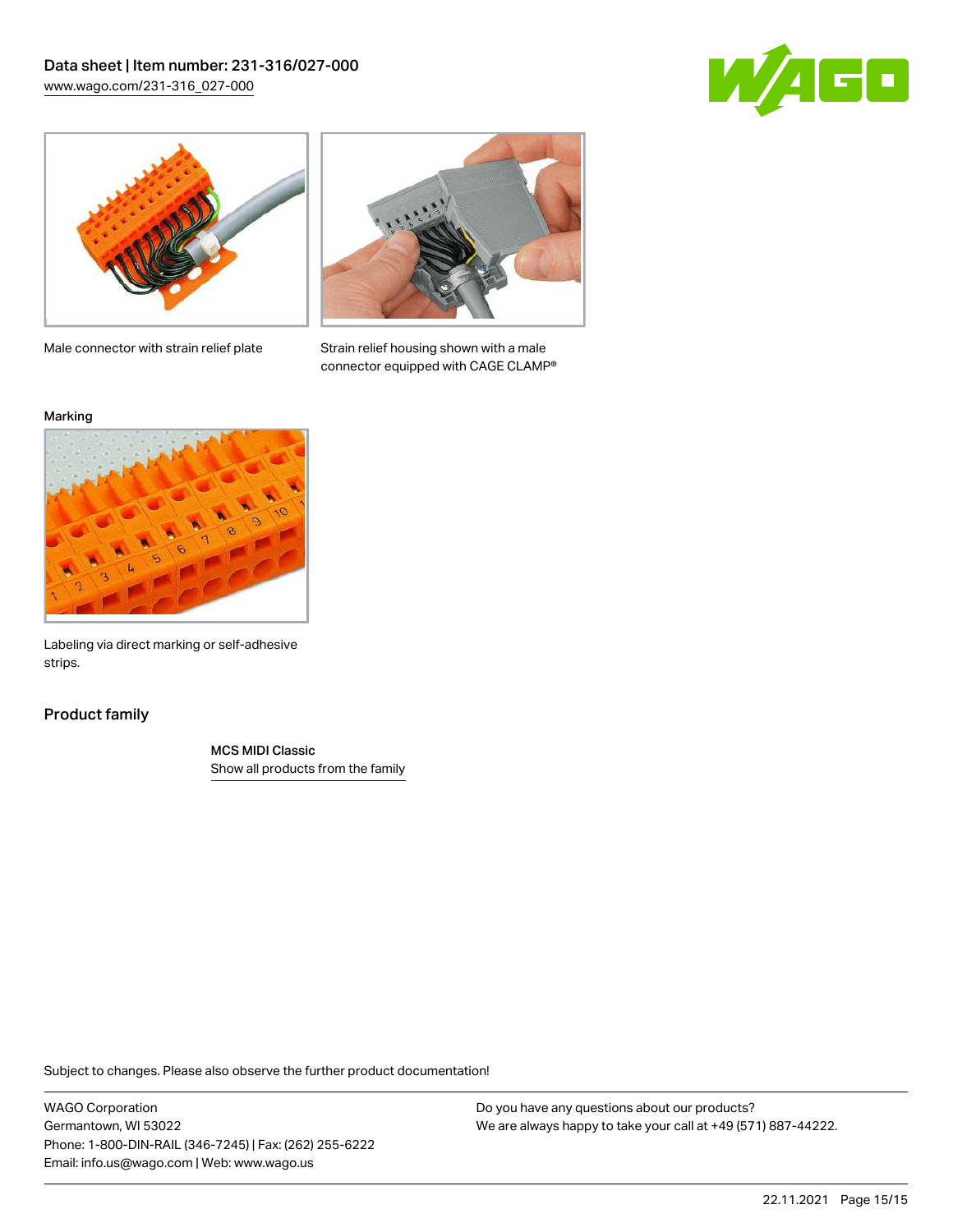Male connector with strain relief plate

Strain relief housing shown with a male connector equipped with CAGE CLAMP®

Marking

Labeling via direct marking or self-adhesive strips.

## Product family

MCS MIDI Classic
Show all products from the family

Subject to changes. Please also observe the further product documentation!

WAGO Corporation
Germantown, WI 53022
Phone: 1-800-DIN-RAIL (346-7245) | Fax: (262) 255-6222
Email: info.us@wago.com | Web: www.wago.us

Do you have any questions about our products?
We are always happy to take your call at +49 (571) 887-44222.